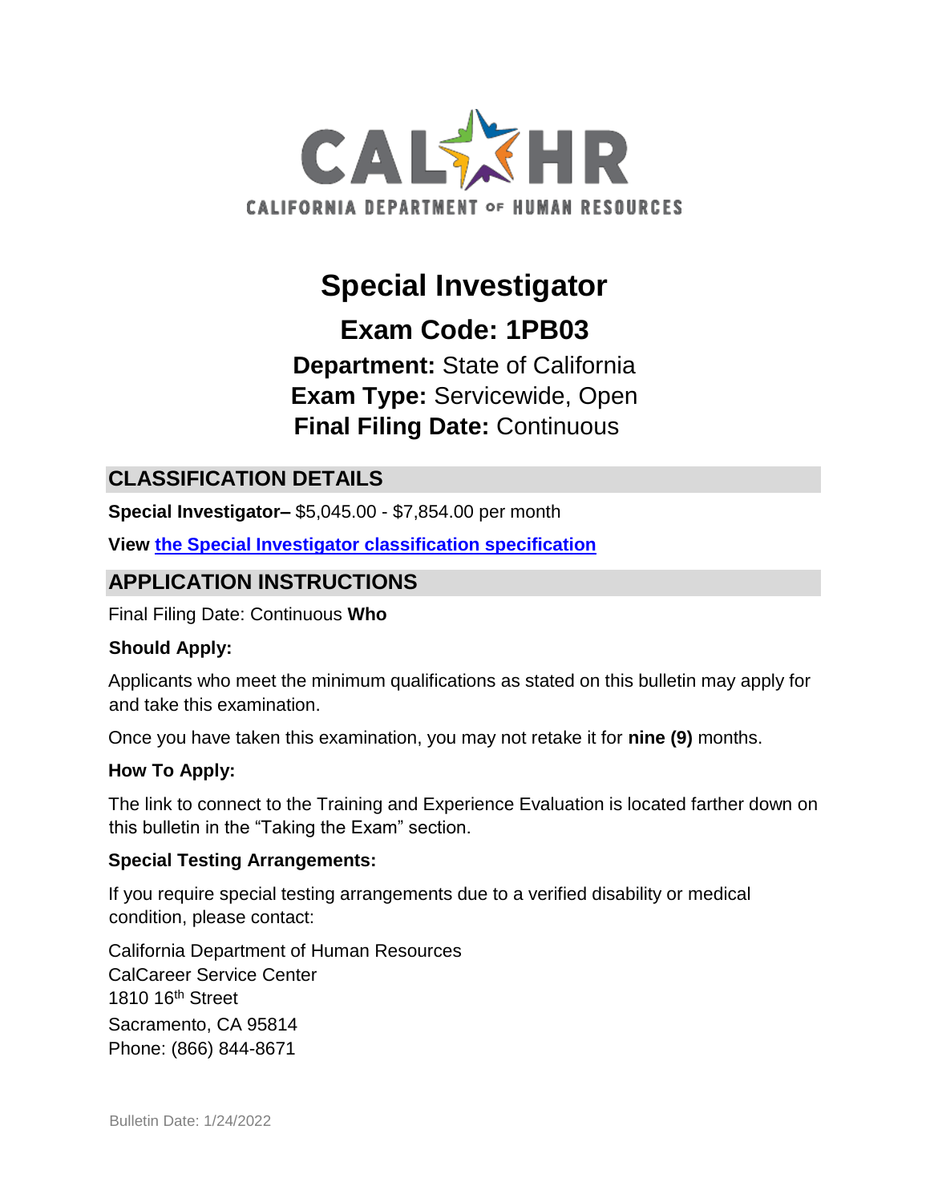CALHR

CALIFORNIA DEPARTMENT OF HUMAN RESOURCES

# Special Investigator

## Exam Code: 1PB03

**Department:** State of California
**Exam Type:** Servicewide, Open
**Final Filing Date:** Continuous

## CLASSIFICATION DETAILS

**Special Investigator–** $5,045.00 - $7,854.00 per month

**View [the Special Investigator classification specification]()**

## APPLICATION INSTRUCTIONS

Final Filing Date: Continuous

### Who Should Apply:

Applicants who meet the minimum qualifications as stated on this bulletin may apply for and take this examination.

Once you have taken this examination, you may not retake it for **nine (9)** months.

### How To Apply:

The link to connect to the Training and Experience Evaluation is located farther down on this bulletin in the "Taking the Exam" section.

### Special Testing Arrangements:

If you require special testing arrangements due to a verified disability or medical condition, please contact:

California Department of Human Resources
CalCareer Service Center
1810 16th Street
Sacramento, CA 95814
Phone: (866) 844-8671

Bulletin Date: 1/24/2022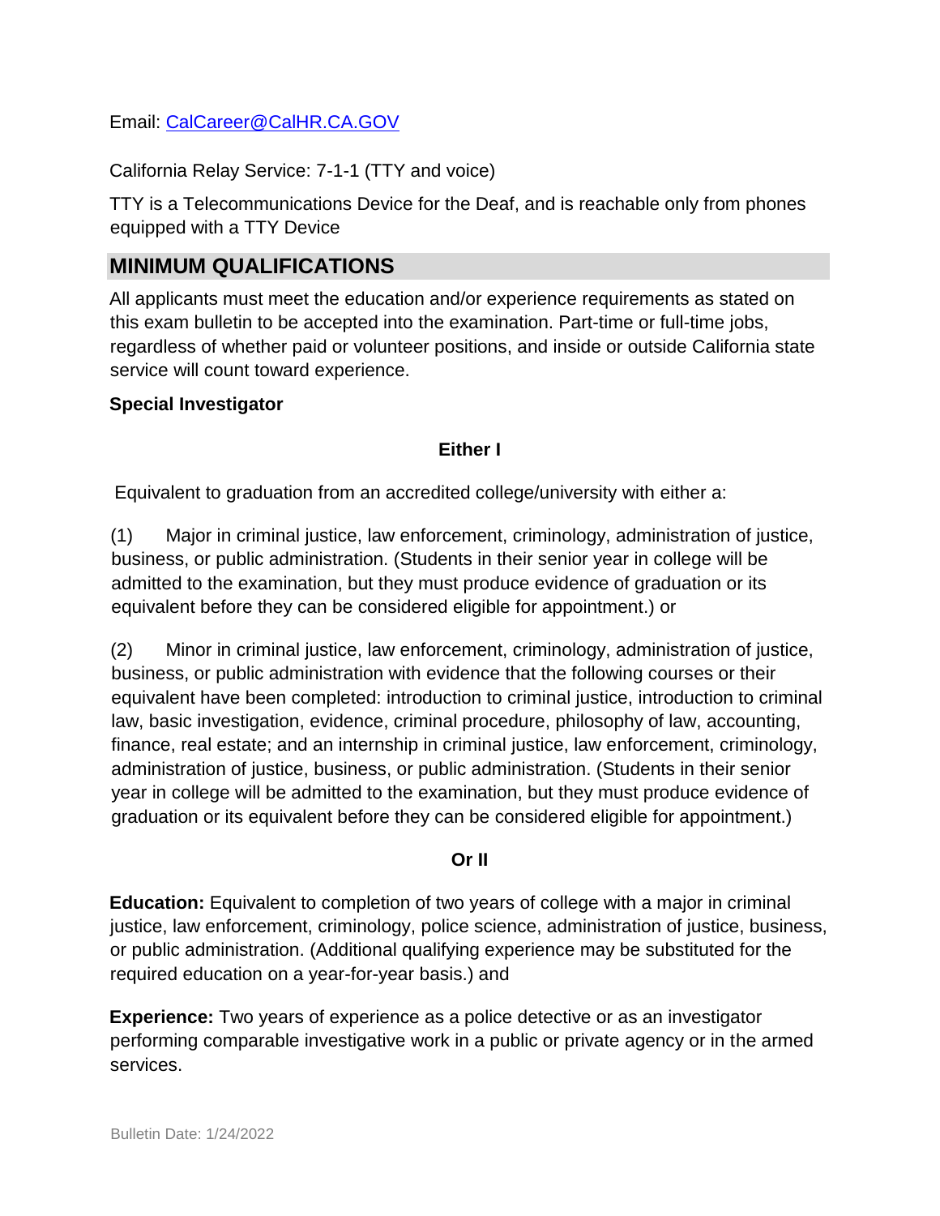Email: [CalCareer@CalHR.CA.GOV](mailto:CalCareer@CalHR.CA.GOV)

California Relay Service: 7-1-1 (TTY and voice)

TTY is a Telecommunications Device for the Deaf, and is reachable only from phones equipped with a TTY Device

## MINIMUM QUALIFICATIONS

All applicants must meet the education and/or experience requirements as stated on this exam bulletin to be accepted into the examination. Part-time or full-time jobs, regardless of whether paid or volunteer positions, and inside or outside California state service will count toward experience.

**Special Investigator**

**Either I**

Equivalent to graduation from an accredited college/university with either a:

(1) Major in criminal justice, law enforcement, criminology, administration of justice, business, or public administration. (Students in their senior year in college will be admitted to the examination, but they must produce evidence of graduation or its equivalent before they can be considered eligible for appointment.) or

(2) Minor in criminal justice, law enforcement, criminology, administration of justice, business, or public administration with evidence that the following courses or their equivalent have been completed: introduction to criminal justice, introduction to criminal law, basic investigation, evidence, criminal procedure, philosophy of law, accounting, finance, real estate; and an internship in criminal justice, law enforcement, criminology, administration of justice, business, or public administration. (Students in their senior year in college will be admitted to the examination, but they must produce evidence of graduation or its equivalent before they can be considered eligible for appointment.)

**Or II**

**Education:** Equivalent to completion of two years of college with a major in criminal justice, law enforcement, criminology, police science, administration of justice, business, or public administration. (Additional qualifying experience may be substituted for the required education on a year-for-year basis.) and

**Experience:** Two years of experience as a police detective or as an investigator performing comparable investigative work in a public or private agency or in the armed services.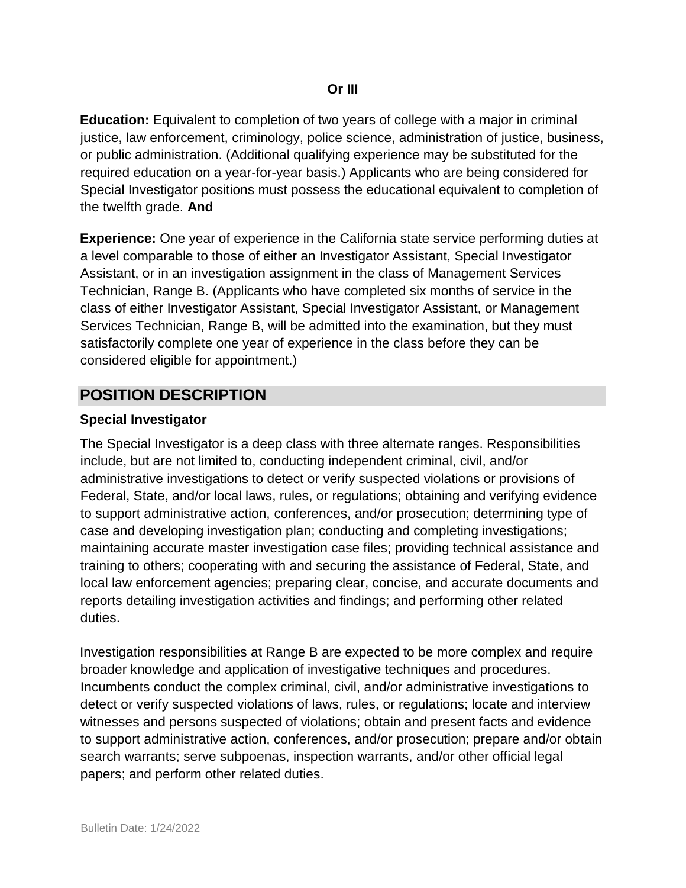**Or III**

**Education:** Equivalent to completion of two years of college with a major in criminal justice, law enforcement, criminology, police science, administration of justice, business, or public administration. (Additional qualifying experience may be substituted for the required education on a year-for-year basis.) Applicants who are being considered for Special Investigator positions must possess the educational equivalent to completion of the twelfth grade. **And**

**Experience:** One year of experience in the California state service performing duties at a level comparable to those of either an Investigator Assistant, Special Investigator Assistant, or in an investigation assignment in the class of Management Services Technician, Range B. (Applicants who have completed six months of service in the class of either Investigator Assistant, Special Investigator Assistant, or Management Services Technician, Range B, will be admitted into the examination, but they must satisfactorily complete one year of experience in the class before they can be considered eligible for appointment.)

## POSITION DESCRIPTION

### Special Investigator

The Special Investigator is a deep class with three alternate ranges. Responsibilities include, but are not limited to, conducting independent criminal, civil, and/or administrative investigations to detect or verify suspected violations or provisions of Federal, State, and/or local laws, rules, or regulations; obtaining and verifying evidence to support administrative action, conferences, and/or prosecution; determining type of case and developing investigation plan; conducting and completing investigations; maintaining accurate master investigation case files; providing technical assistance and training to others; cooperating with and securing the assistance of Federal, State, and local law enforcement agencies; preparing clear, concise, and accurate documents and reports detailing investigation activities and findings; and performing other related duties.

Investigation responsibilities at Range B are expected to be more complex and require broader knowledge and application of investigative techniques and procedures. Incumbents conduct the complex criminal, civil, and/or administrative investigations to detect or verify suspected violations of laws, rules, or regulations; locate and interview witnesses and persons suspected of violations; obtain and present facts and evidence to support administrative action, conferences, and/or prosecution; prepare and/or obtain search warrants; serve subpoenas, inspection warrants, and/or other official legal papers; and perform other related duties.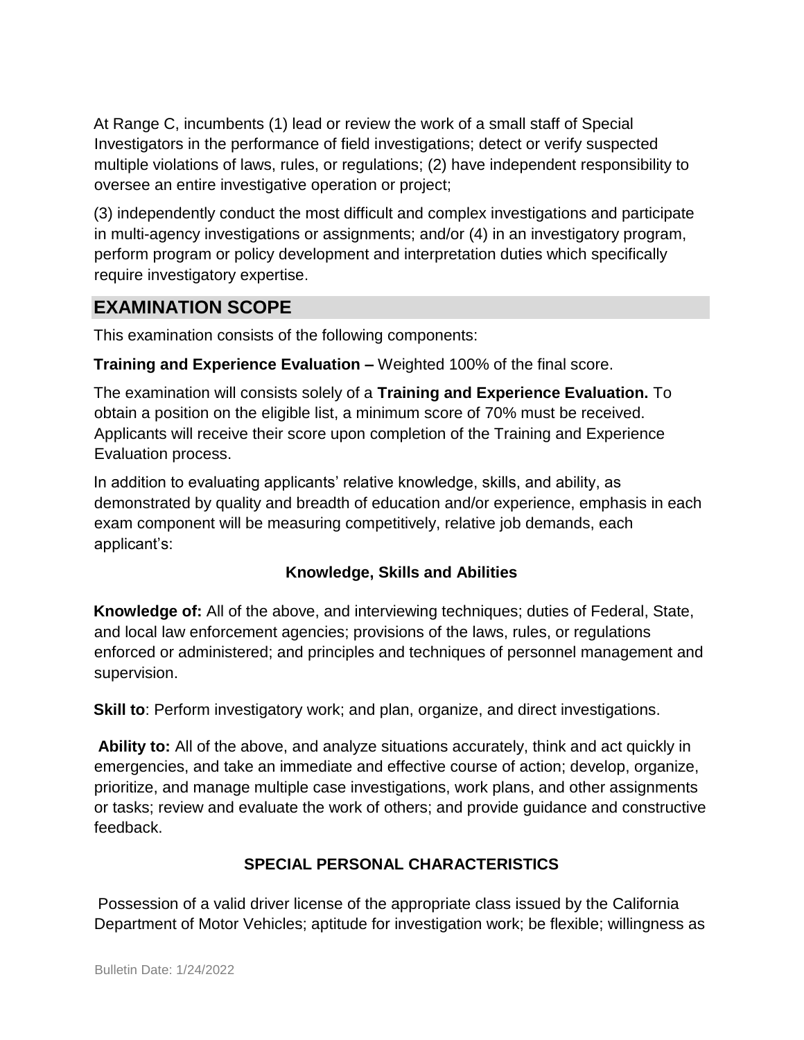At Range C, incumbents (1) lead or review the work of a small staff of Special Investigators in the performance of field investigations; detect or verify suspected multiple violations of laws, rules, or regulations; (2) have independent responsibility to oversee an entire investigative operation or project;

(3) independently conduct the most difficult and complex investigations and participate in multi-agency investigations or assignments; and/or (4) in an investigatory program, perform program or policy development and interpretation duties which specifically require investigatory expertise.

## EXAMINATION SCOPE

This examination consists of the following components:

**Training and Experience Evaluation –** Weighted 100% of the final score.

The examination will consists solely of a **Training and Experience Evaluation.** To obtain a position on the eligible list, a minimum score of 70% must be received. Applicants will receive their score upon completion of the Training and Experience Evaluation process.

In addition to evaluating applicants' relative knowledge, skills, and ability, as demonstrated by quality and breadth of education and/or experience, emphasis in each exam component will be measuring competitively, relative job demands, each applicant's:

### Knowledge, Skills and Abilities

**Knowledge of:** All of the above, and interviewing techniques; duties of Federal, State, and local law enforcement agencies; provisions of the laws, rules, or regulations enforced or administered; and principles and techniques of personnel management and supervision.

**Skill to**: Perform investigatory work; and plan, organize, and direct investigations.

**Ability to:** All of the above, and analyze situations accurately, think and act quickly in emergencies, and take an immediate and effective course of action; develop, organize, prioritize, and manage multiple case investigations, work plans, and other assignments or tasks; review and evaluate the work of others; and provide guidance and constructive feedback.

### SPECIAL PERSONAL CHARACTERISTICS

Possession of a valid driver license of the appropriate class issued by the California Department of Motor Vehicles; aptitude for investigation work; be flexible; willingness as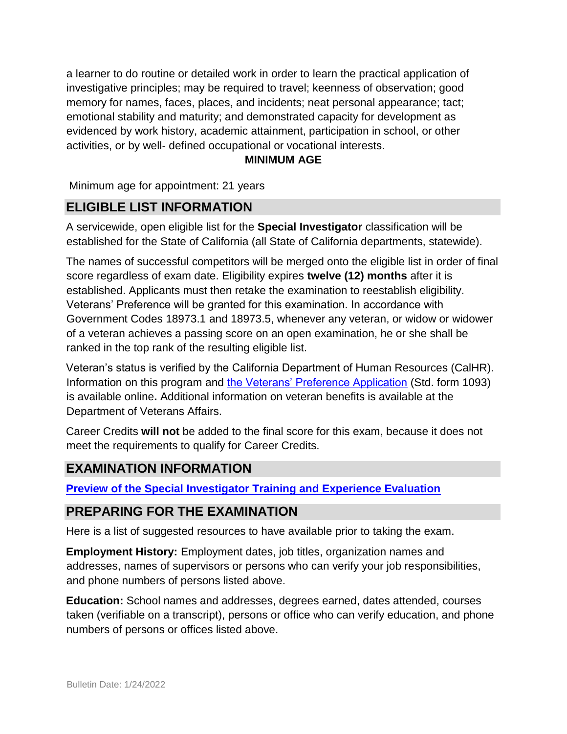a learner to do routine or detailed work in order to learn the practical application of investigative principles; may be required to travel; keenness of observation; good memory for names, faces, places, and incidents; neat personal appearance; tact; emotional stability and maturity; and demonstrated capacity for development as evidenced by work history, academic attainment, participation in school, or other activities, or by well- defined occupational or vocational interests.

**MINIMUM AGE**

Minimum age for appointment: 21 years

## ELIGIBLE LIST INFORMATION

A servicewide, open eligible list for the **Special Investigator** classification will be established for the State of California (all State of California departments, statewide).

The names of successful competitors will be merged onto the eligible list in order of final score regardless of exam date. Eligibility expires **twelve (12) months** after it is established. Applicants must then retake the examination to reestablish eligibility. Veterans' Preference will be granted for this examination. In accordance with Government Codes 18973.1 and 18973.5, whenever any veteran, or widow or widower of a veteran achieves a passing score on an open examination, he or she shall be ranked in the top rank of the resulting eligible list.

Veteran's status is verified by the California Department of Human Resources (CalHR). Information on this program and the Veterans' Preference Application (Std. form 1093) is available online**.** Additional information on veteran benefits is available at the Department of Veterans Affairs.

Career Credits **will not** be added to the final score for this exam, because it does not meet the requirements to qualify for Career Credits.

## EXAMINATION INFORMATION

**Preview of the Special Investigator Training and Experience Evaluation**

## PREPARING FOR THE EXAMINATION

Here is a list of suggested resources to have available prior to taking the exam.

**Employment History:** Employment dates, job titles, organization names and addresses, names of supervisors or persons who can verify your job responsibilities, and phone numbers of persons listed above.

**Education:** School names and addresses, degrees earned, dates attended, courses taken (verifiable on a transcript), persons or office who can verify education, and phone numbers of persons or offices listed above.

Bulletin Date: 1/24/2022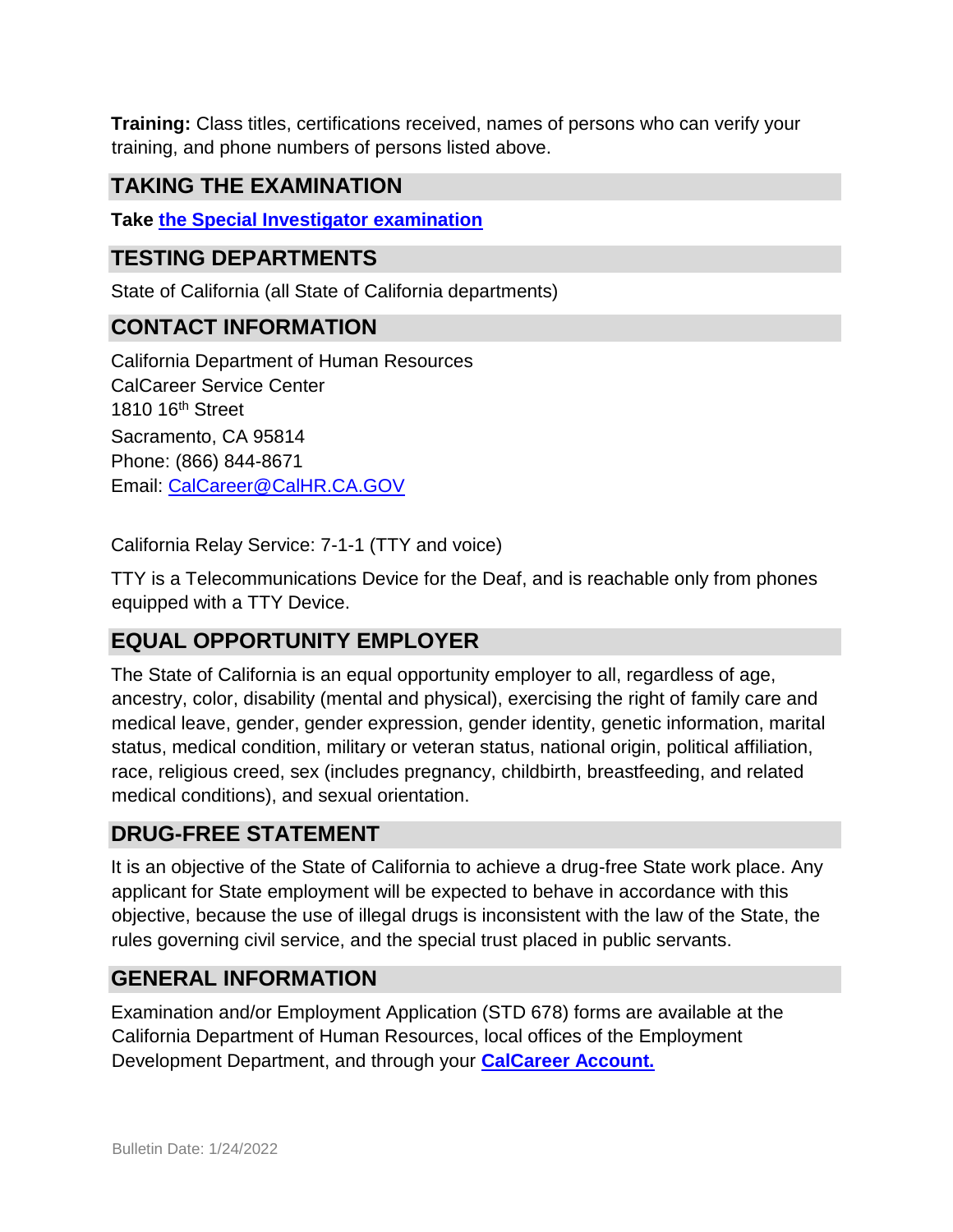**Training:** Class titles, certifications received, names of persons who can verify your training, and phone numbers of persons listed above.

## TAKING THE EXAMINATION

**Take the Special Investigator examination**

## TESTING DEPARTMENTS

State of California (all State of California departments)

## CONTACT INFORMATION

California Department of Human Resources
CalCareer Service Center
1810 16th Street
Sacramento, CA 95814
Phone: (866) 844-8671
Email: CalCareer@CalHR.CA.GOV

California Relay Service: 7-1-1 (TTY and voice)

TTY is a Telecommunications Device for the Deaf, and is reachable only from phones equipped with a TTY Device.

## EQUAL OPPORTUNITY EMPLOYER

The State of California is an equal opportunity employer to all, regardless of age, ancestry, color, disability (mental and physical), exercising the right of family care and medical leave, gender, gender expression, gender identity, genetic information, marital status, medical condition, military or veteran status, national origin, political affiliation, race, religious creed, sex (includes pregnancy, childbirth, breastfeeding, and related medical conditions), and sexual orientation.

## DRUG-FREE STATEMENT

It is an objective of the State of California to achieve a drug-free State work place. Any applicant for State employment will be expected to behave in accordance with this objective, because the use of illegal drugs is inconsistent with the law of the State, the rules governing civil service, and the special trust placed in public servants.

## GENERAL INFORMATION

Examination and/or Employment Application (STD 678) forms are available at the California Department of Human Resources, local offices of the Employment Development Department, and through your **CalCareer Account.**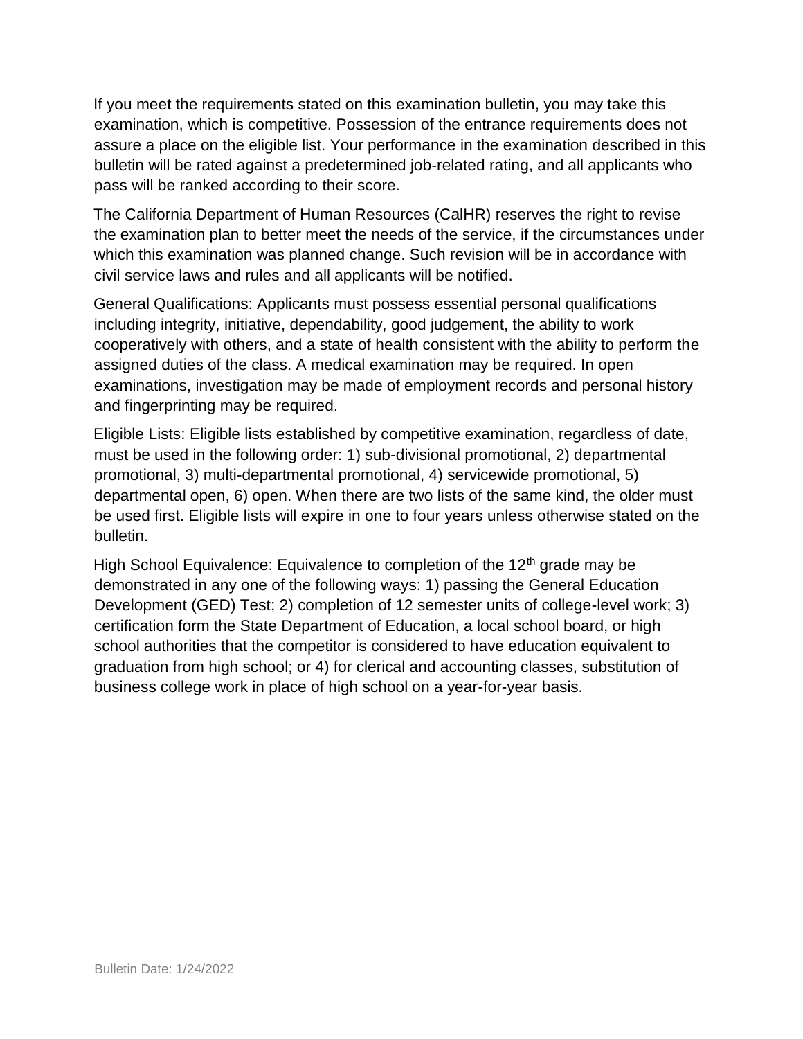If you meet the requirements stated on this examination bulletin, you may take this examination, which is competitive. Possession of the entrance requirements does not assure a place on the eligible list. Your performance in the examination described in this bulletin will be rated against a predetermined job-related rating, and all applicants who pass will be ranked according to their score.

The California Department of Human Resources (CalHR) reserves the right to revise the examination plan to better meet the needs of the service, if the circumstances under which this examination was planned change. Such revision will be in accordance with civil service laws and rules and all applicants will be notified.

General Qualifications: Applicants must possess essential personal qualifications including integrity, initiative, dependability, good judgement, the ability to work cooperatively with others, and a state of health consistent with the ability to perform the assigned duties of the class. A medical examination may be required. In open examinations, investigation may be made of employment records and personal history and fingerprinting may be required.

Eligible Lists: Eligible lists established by competitive examination, regardless of date, must be used in the following order: 1) sub-divisional promotional, 2) departmental promotional, 3) multi-departmental promotional, 4) servicewide promotional, 5) departmental open, 6) open. When there are two lists of the same kind, the older must be used first. Eligible lists will expire in one to four years unless otherwise stated on the bulletin.

High School Equivalence: Equivalence to completion of the 12th grade may be demonstrated in any one of the following ways: 1) passing the General Education Development (GED) Test; 2) completion of 12 semester units of college-level work; 3) certification form the State Department of Education, a local school board, or high school authorities that the competitor is considered to have education equivalent to graduation from high school; or 4) for clerical and accounting classes, substitution of business college work in place of high school on a year-for-year basis.